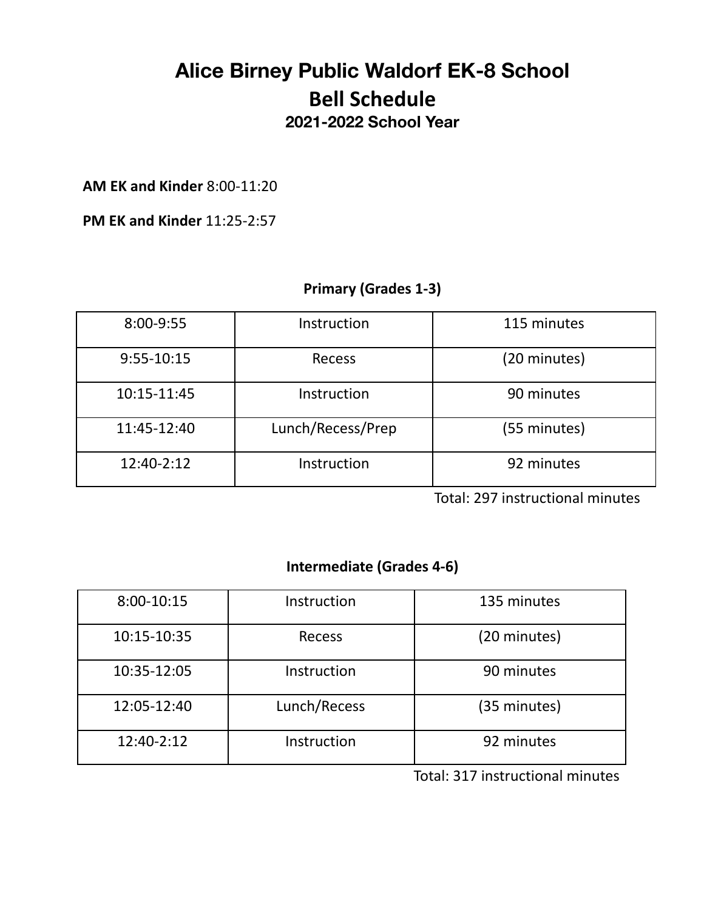# Alice Birney Public Waldorf EK-8 School

## Bell Schedule

### 2021-2022 School Year

**AM EK and Kinder** 8:00-11:20

**PM EK and Kinder** 11:25-2:57

**Primary (Grades 1-3)**

| | | |
|---|---|---|
| 8:00-9:55 | Instruction | 115 minutes |
| 9:55-10:15 | Recess | (20 minutes) |
| 10:15-11:45 | Instruction | 90 minutes |
| 11:45-12:40 | Lunch/Recess/Prep | (55 minutes) |
| 12:40-2:12 | Instruction | 92 minutes |

Total: 297 instructional minutes

**Intermediate (Grades 4-6)**

| | | |
|---|---|---|
| 8:00-10:15 | Instruction | 135 minutes |
| 10:15-10:35 | Recess | (20 minutes) |
| 10:35-12:05 | Instruction | 90 minutes |
| 12:05-12:40 | Lunch/Recess | (35 minutes) |
| 12:40-2:12 | Instruction | 92 minutes |

Total: 317 instructional minutes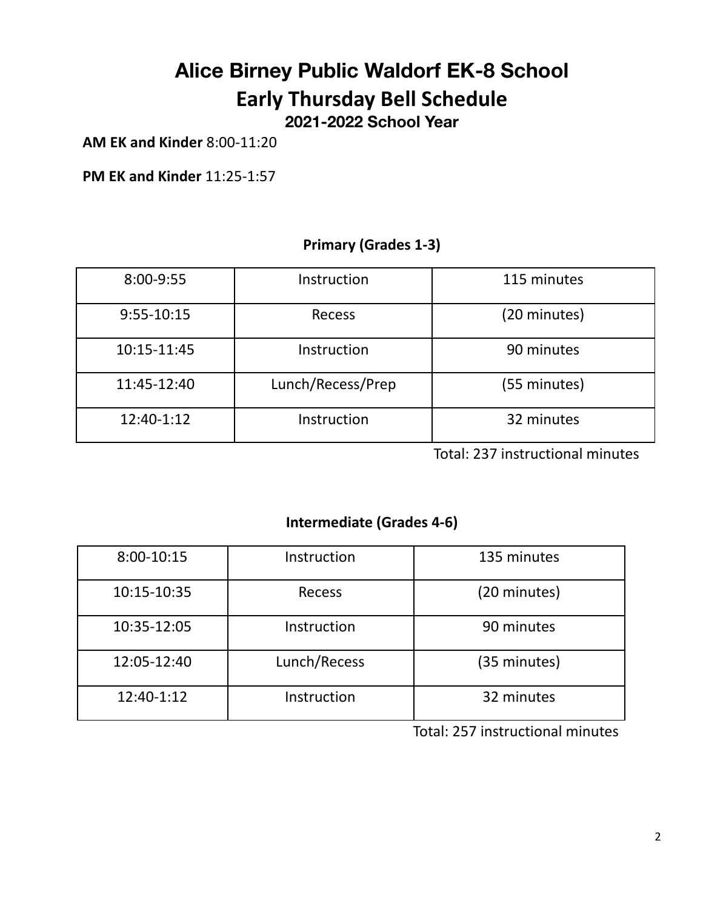# Alice Birney Public Waldorf EK-8 School

## Early Thursday Bell Schedule

### 2021-2022 School Year

**AM EK and Kinder** 8:00-11:20

**PM EK and Kinder** 11:25-1:57

**Primary (Grades 1-3)**

| | | |
|---|---|---|
| 8:00-9:55 | Instruction | 115 minutes |
| 9:55-10:15 | Recess | (20 minutes) |
| 10:15-11:45 | Instruction | 90 minutes |
| 11:45-12:40 | Lunch/Recess/Prep | (55 minutes) |
| 12:40-1:12 | Instruction | 32 minutes |

Total: 237 instructional minutes

**Intermediate (Grades 4-6)**

| | | |
|---|---|---|
| 8:00-10:15 | Instruction | 135 minutes |
| 10:15-10:35 | Recess | (20 minutes) |
| 10:35-12:05 | Instruction | 90 minutes |
| 12:05-12:40 | Lunch/Recess | (35 minutes) |
| 12:40-1:12 | Instruction | 32 minutes |

Total: 257 instructional minutes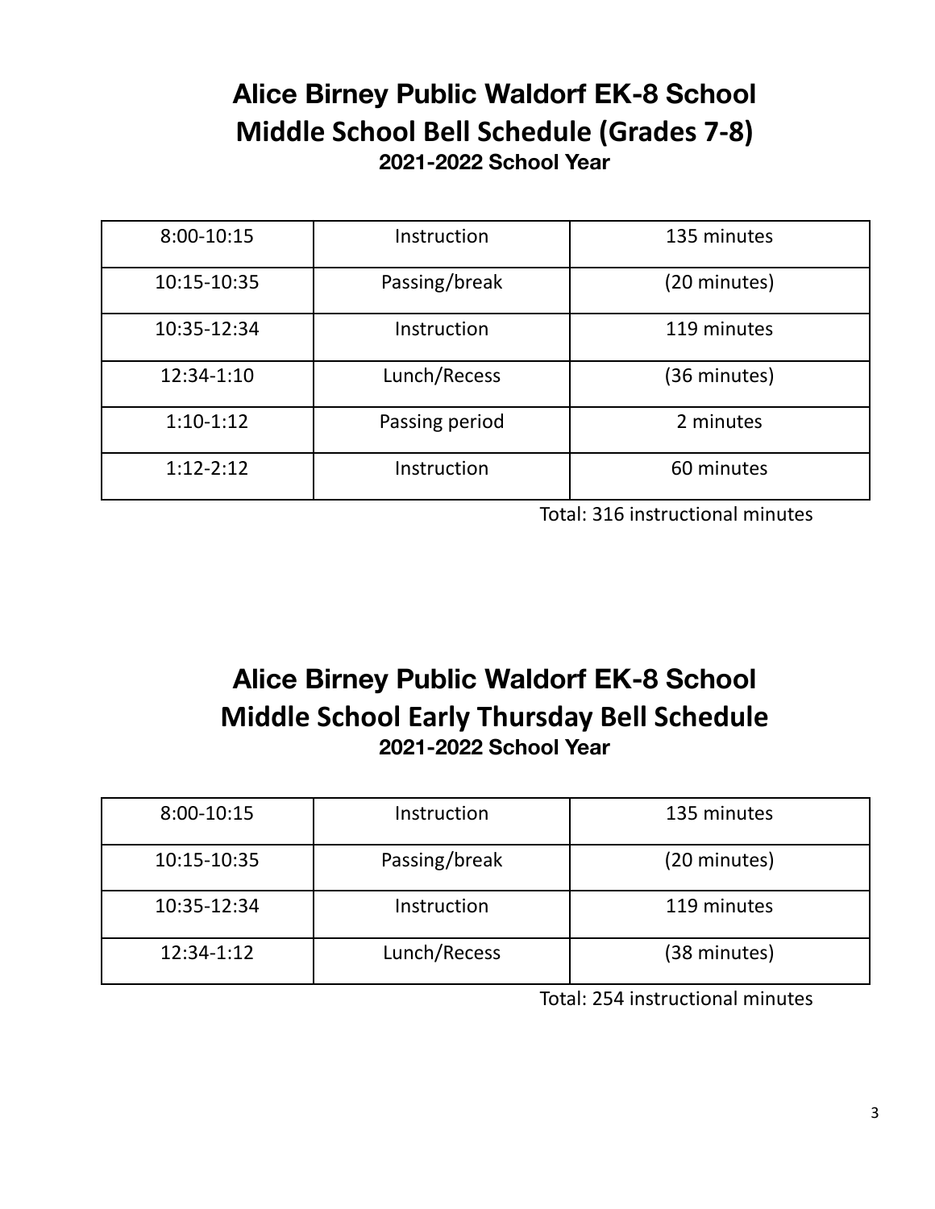# Alice Birney Public Waldorf EK-8 School
## Middle School Bell Schedule (Grades 7-8)
### 2021-2022 School Year

| | | |
|---|---|---|
| 8:00-10:15 | Instruction | 135 minutes |
| 10:15-10:35 | Passing/break | (20 minutes) |
| 10:35-12:34 | Instruction | 119 minutes |
| 12:34-1:10 | Lunch/Recess | (36 minutes) |
| 1:10-1:12 | Passing period | 2 minutes |
| 1:12-2:12 | Instruction | 60 minutes |

Total: 316 instructional minutes

# Alice Birney Public Waldorf EK-8 School
## Middle School Early Thursday Bell Schedule
### 2021-2022 School Year

| | | |
|---|---|---|
| 8:00-10:15 | Instruction | 135 minutes |
| 10:15-10:35 | Passing/break | (20 minutes) |
| 10:35-12:34 | Instruction | 119 minutes |
| 12:34-1:12 | Lunch/Recess | (38 minutes) |

Total: 254 instructional minutes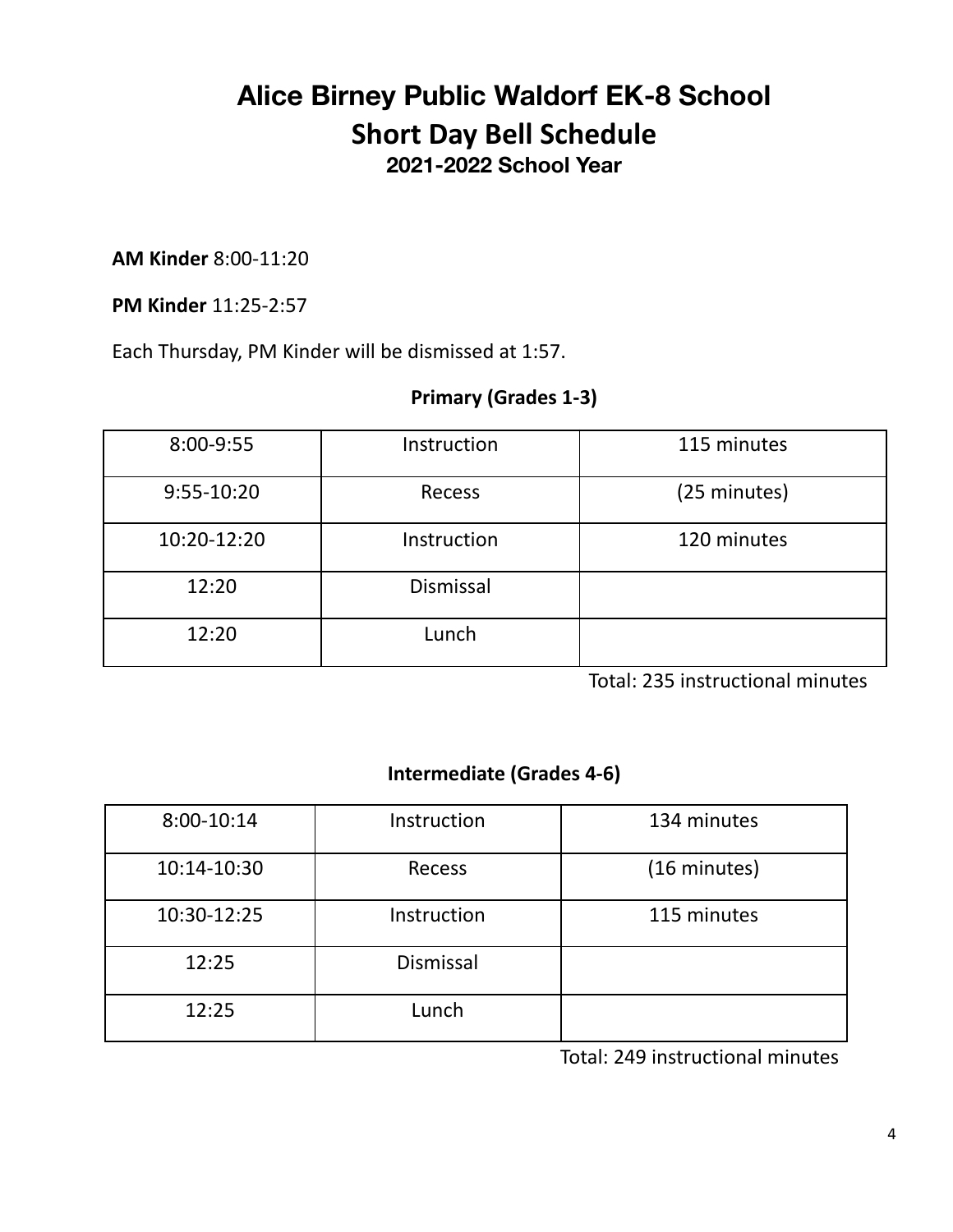# Alice Birney Public Waldorf EK-8 School

## Short Day Bell Schedule

### 2021-2022 School Year

**AM Kinder** 8:00-11:20

**PM Kinder** 11:25-2:57

Each Thursday, PM Kinder will be dismissed at 1:57.

**Primary (Grades 1-3)**

| | | |
|---|---|---|
| 8:00-9:55 | Instruction | 115 minutes |
| 9:55-10:20 | Recess | (25 minutes) |
| 10:20-12:20 | Instruction | 120 minutes |
| 12:20 | Dismissal | |
| 12:20 | Lunch | |

Total: 235 instructional minutes

**Intermediate (Grades 4-6)**

| | | |
|---|---|---|
| 8:00-10:14 | Instruction | 134 minutes |
| 10:14-10:30 | Recess | (16 minutes) |
| 10:30-12:25 | Instruction | 115 minutes |
| 12:25 | Dismissal | |
| 12:25 | Lunch | |

Total: 249 instructional minutes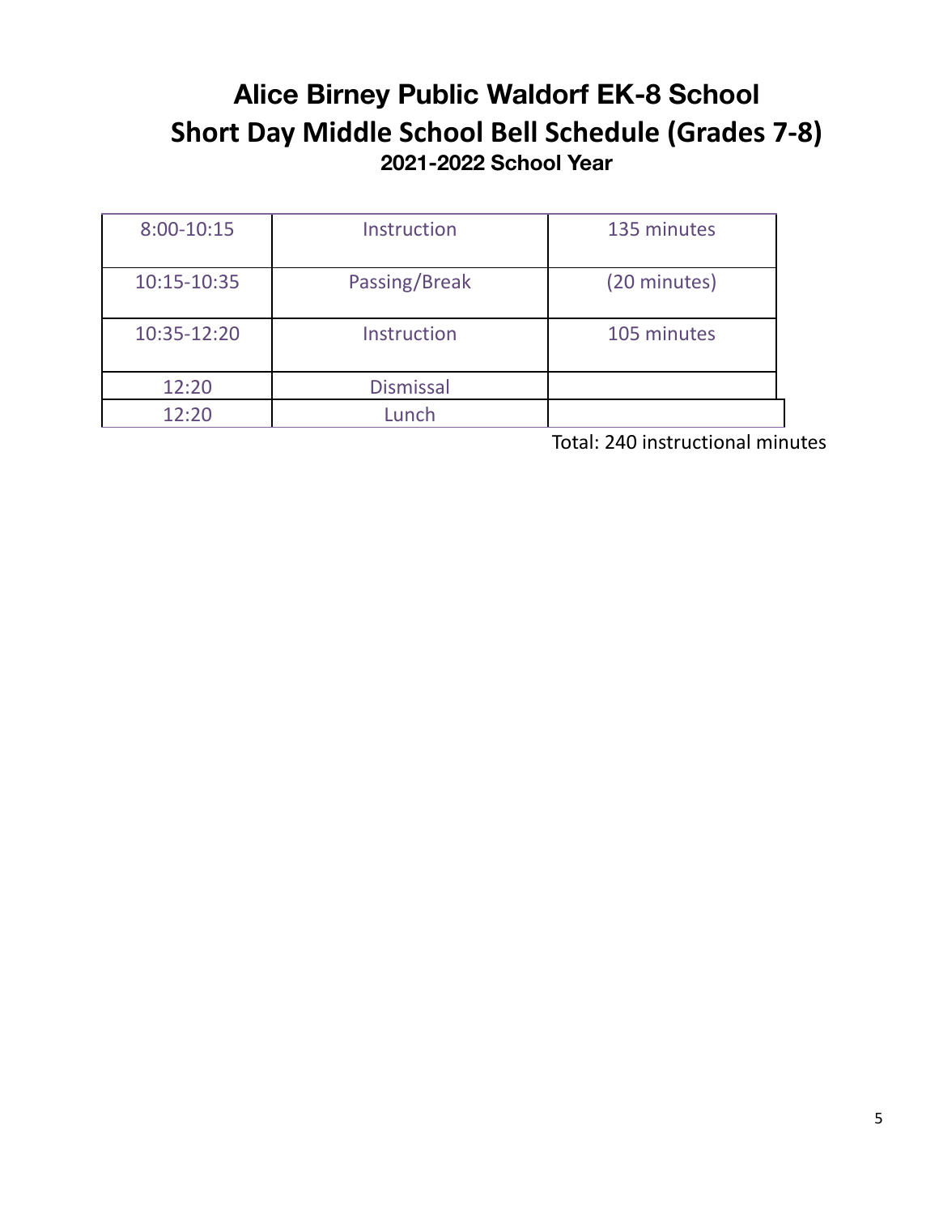# Alice Birney Public Waldorf EK-8 School

## Short Day Middle School Bell Schedule (Grades 7-8)

### 2021-2022 School Year

| | | |
|---|---|---|
| 8:00-10:15 | Instruction | 135 minutes |
| 10:15-10:35 | Passing/Break | (20 minutes) |
| 10:35-12:20 | Instruction | 105 minutes |
| 12:20 | Dismissal | |
| 12:20 | Lunch | |

Total: 240 instructional minutes